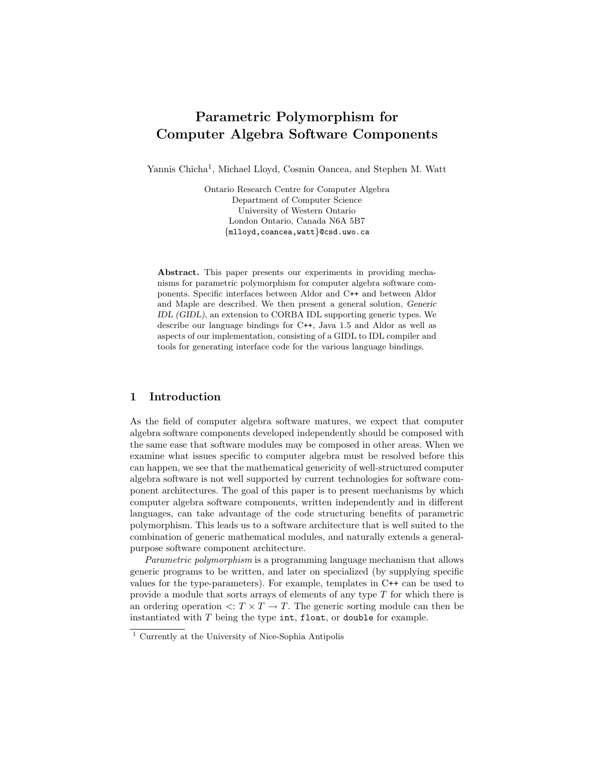# Parametric Polymorphism for Computer Algebra Software Components

Yannis Chicha[1], Michael Lloyd, Cosmin Oancea, and Stephen M. Watt

Ontario Research Centre for Computer Algebra
Department of Computer Science
University of Western Ontario
London Ontario, Canada N6A 5B7
{mlloyd,coancea,watt}@csd.uwo.ca

**Abstract.** This paper presents our experiments in providing mechanisms for parametric polymorphism for computer algebra software components. Specific interfaces between Aldor and C++ and between Aldor and Maple are described. We then present a general solution, *Generic IDL (GIDL)*, an extension to CORBA IDL supporting generic types. We describe our language bindings for C++, Java 1.5 and Aldor as well as aspects of our implementation, consisting of a GIDL to IDL compiler and tools for generating interface code for the various language bindings.

## 1 Introduction

As the field of computer algebra software matures, we expect that computer algebra software components developed independently should be composed with the same ease that software modules may be composed in other areas. When we examine what issues specific to computer algebra must be resolved before this can happen, we see that the mathematical genericity of well-structured computer algebra software is not well supported by current technologies for software component architectures. The goal of this paper is to present mechanisms by which computer algebra software components, written independently and in different languages, can take advantage of the code structuring benefits of parametric polymorphism. This leads us to a software architecture that is well suited to the combination of generic mathematical modules, and naturally extends a general-purpose software component architecture.

*Parametric polymorphism* is a programming language mechanism that allows generic programs to be written, and later on specialized (by supplying specific values for the type-parameters). For example, templates in C++ can be used to provide a module that sorts arrays of elements of any type $T$ for which there is an ordering operation $<: T \times T \to T$. The generic sorting module can then be instantiated with $T$ being the type `int`, `float`, or `double` for example.

[1] Currently at the University of Nice-Sophia Antipolis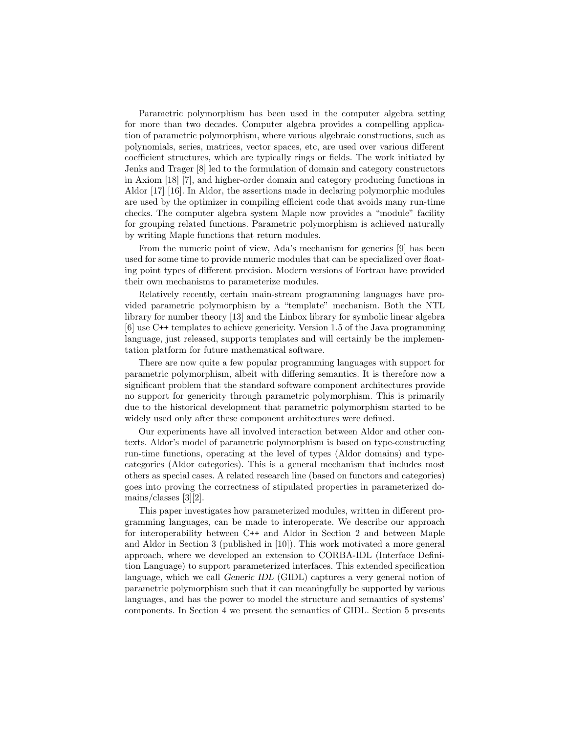Parametric polymorphism has been used in the computer algebra setting for more than two decades. Computer algebra provides a compelling application of parametric polymorphism, where various algebraic constructions, such as polynomials, series, matrices, vector spaces, etc, are used over various different coefficient structures, which are typically rings or fields. The work initiated by Jenks and Trager [8] led to the formulation of domain and category constructors in Axiom [18] [7], and higher-order domain and category producing functions in Aldor [17] [16]. In Aldor, the assertions made in declaring polymorphic modules are used by the optimizer in compiling efficient code that avoids many run-time checks. The computer algebra system Maple now provides a "module" facility for grouping related functions. Parametric polymorphism is achieved naturally by writing Maple functions that return modules.

From the numeric point of view, Ada's mechanism for generics [9] has been used for some time to provide numeric modules that can be specialized over floating point types of different precision. Modern versions of Fortran have provided their own mechanisms to parameterize modules.

Relatively recently, certain main-stream programming languages have provided parametric polymorphism by a "template" mechanism. Both the NTL library for number theory [13] and the Linbox library for symbolic linear algebra [6] use C++ templates to achieve genericity. Version 1.5 of the Java programming language, just released, supports templates and will certainly be the implementation platform for future mathematical software.

There are now quite a few popular programming languages with support for parametric polymorphism, albeit with differing semantics. It is therefore now a significant problem that the standard software component architectures provide no support for genericity through parametric polymorphism. This is primarily due to the historical development that parametric polymorphism started to be widely used only after these component architectures were defined.

Our experiments have all involved interaction between Aldor and other contexts. Aldor's model of parametric polymorphism is based on type-constructing run-time functions, operating at the level of types (Aldor domains) and type-categories (Aldor categories). This is a general mechanism that includes most others as special cases. A related research line (based on functors and categories) goes into proving the correctness of stipulated properties in parameterized domains/classes [3][2].

This paper investigates how parameterized modules, written in different programming languages, can be made to interoperate. We describe our approach for interoperability between C++ and Aldor in Section 2 and between Maple and Aldor in Section 3 (published in [10]). This work motivated a more general approach, where we developed an extension to CORBA-IDL (Interface Definition Language) to support parameterized interfaces. This extended specification language, which we call *Generic IDL* (GIDL) captures a very general notion of parametric polymorphism such that it can meaningfully be supported by various languages, and has the power to model the structure and semantics of systems' components. In Section 4 we present the semantics of GIDL. Section 5 presents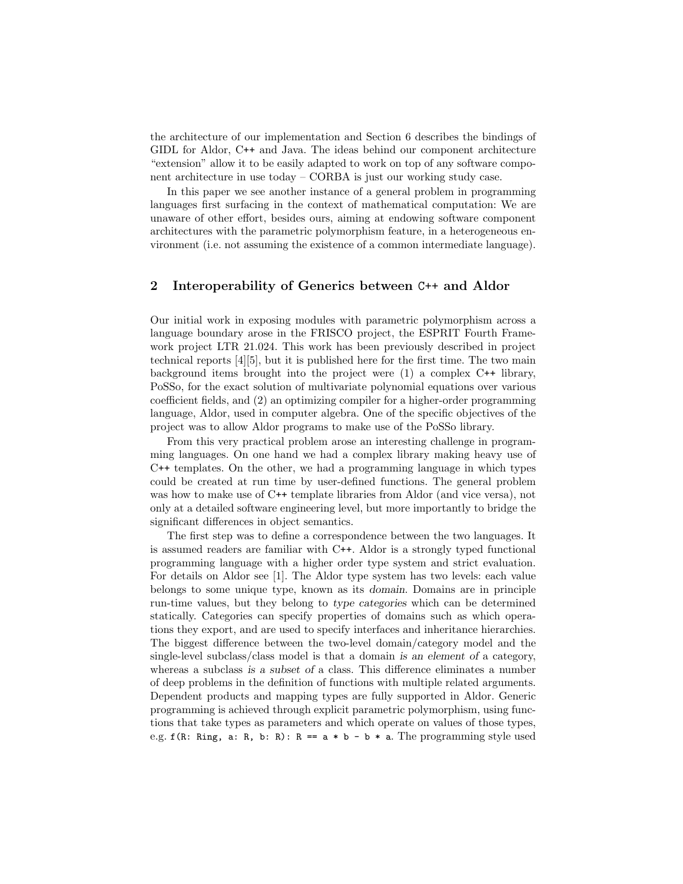the architecture of our implementation and Section 6 describes the bindings of GIDL for Aldor, C++ and Java. The ideas behind our component architecture "extension" allow it to be easily adapted to work on top of any software component architecture in use today – CORBA is just our working study case.

In this paper we see another instance of a general problem in programming languages first surfacing in the context of mathematical computation: We are unaware of other effort, besides ours, aiming at endowing software component architectures with the parametric polymorphism feature, in a heterogeneous environment (i.e. not assuming the existence of a common intermediate language).

## 2 Interoperability of Generics between C++ and Aldor

Our initial work in exposing modules with parametric polymorphism across a language boundary arose in the FRISCO project, the ESPRIT Fourth Framework project LTR 21.024. This work has been previously described in project technical reports [4][5], but it is published here for the first time. The two main background items brought into the project were (1) a complex C++ library, PoSSo, for the exact solution of multivariate polynomial equations over various coefficient fields, and (2) an optimizing compiler for a higher-order programming language, Aldor, used in computer algebra. One of the specific objectives of the project was to allow Aldor programs to make use of the PoSSo library.

From this very practical problem arose an interesting challenge in programming languages. On one hand we had a complex library making heavy use of C++ templates. On the other, we had a programming language in which types could be created at run time by user-defined functions. The general problem was how to make use of C++ template libraries from Aldor (and vice versa), not only at a detailed software engineering level, but more importantly to bridge the significant differences in object semantics.

The first step was to define a correspondence between the two languages. It is assumed readers are familiar with C++. Aldor is a strongly typed functional programming language with a higher order type system and strict evaluation. For details on Aldor see [1]. The Aldor type system has two levels: each value belongs to some unique type, known as its *domain*. Domains are in principle run-time values, but they belong to *type categories* which can be determined statically. Categories can specify properties of domains such as which operations they export, and are used to specify interfaces and inheritance hierarchies. The biggest difference between the two-level domain/category model and the single-level subclass/class model is that a domain *is an element of* a category, whereas a subclass *is a subset of* a class. This difference eliminates a number of deep problems in the definition of functions with multiple related arguments. Dependent products and mapping types are fully supported in Aldor. Generic programming is achieved through explicit parametric polymorphism, using functions that take types as parameters and which operate on values of those types, e.g. `f(R: Ring, a: R, b: R): R == a * b - b * a`. The programming style used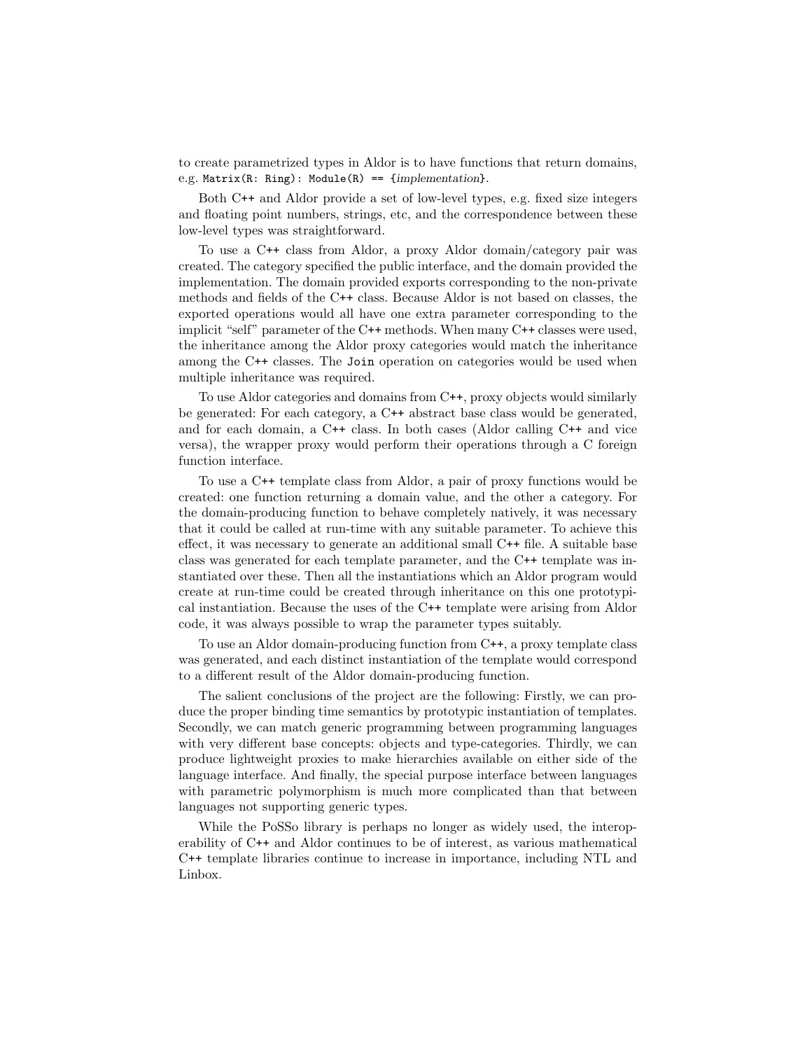to create parametrized types in Aldor is to have functions that return domains, e.g. `Matrix(R: Ring): Module(R) == {`*implementation*`}`.

Both C++ and Aldor provide a set of low-level types, e.g. fixed size integers and floating point numbers, strings, etc, and the correspondence between these low-level types was straightforward.

To use a C++ class from Aldor, a proxy Aldor domain/category pair was created. The category specified the public interface, and the domain provided the implementation. The domain provided exports corresponding to the non-private methods and fields of the C++ class. Because Aldor is not based on classes, the exported operations would all have one extra parameter corresponding to the implicit "self" parameter of the C++ methods. When many C++ classes were used, the inheritance among the Aldor proxy categories would match the inheritance among the C++ classes. The `Join` operation on categories would be used when multiple inheritance was required.

To use Aldor categories and domains from C++, proxy objects would similarly be generated: For each category, a C++ abstract base class would be generated, and for each domain, a C++ class. In both cases (Aldor calling C++ and vice versa), the wrapper proxy would perform their operations through a C foreign function interface.

To use a C++ template class from Aldor, a pair of proxy functions would be created: one function returning a domain value, and the other a category. For the domain-producing function to behave completely natively, it was necessary that it could be called at run-time with any suitable parameter. To achieve this effect, it was necessary to generate an additional small C++ file. A suitable base class was generated for each template parameter, and the C++ template was instantiated over these. Then all the instantiations which an Aldor program would create at run-time could be created through inheritance on this one prototypical instantiation. Because the uses of the C++ template were arising from Aldor code, it was always possible to wrap the parameter types suitably.

To use an Aldor domain-producing function from C++, a proxy template class was generated, and each distinct instantiation of the template would correspond to a different result of the Aldor domain-producing function.

The salient conclusions of the project are the following: Firstly, we can produce the proper binding time semantics by prototypic instantiation of templates. Secondly, we can match generic programming between programming languages with very different base concepts: objects and type-categories. Thirdly, we can produce lightweight proxies to make hierarchies available on either side of the language interface. And finally, the special purpose interface between languages with parametric polymorphism is much more complicated than that between languages not supporting generic types.

While the PoSSo library is perhaps no longer as widely used, the interoperability of C++ and Aldor continues to be of interest, as various mathematical C++ template libraries continue to increase in importance, including NTL and Linbox.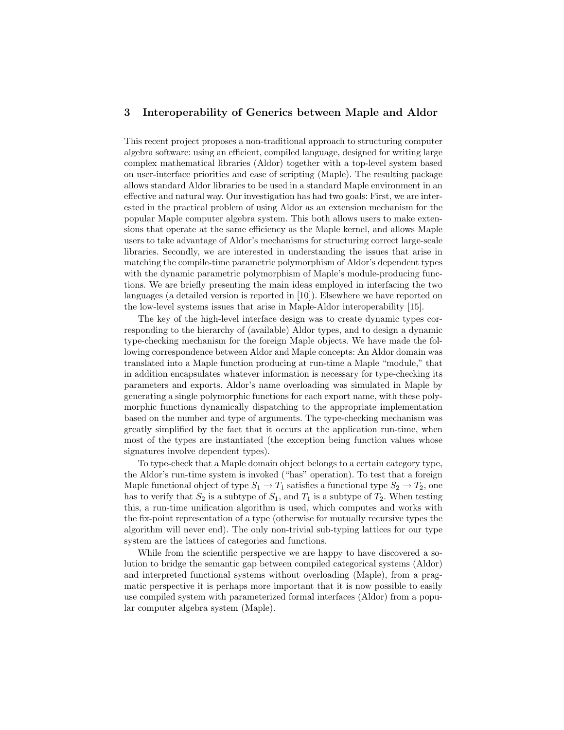## 3 Interoperability of Generics between Maple and Aldor

This recent project proposes a non-traditional approach to structuring computer algebra software: using an efficient, compiled language, designed for writing large complex mathematical libraries (Aldor) together with a top-level system based on user-interface priorities and ease of scripting (Maple). The resulting package allows standard Aldor libraries to be used in a standard Maple environment in an effective and natural way. Our investigation has had two goals: First, we are interested in the practical problem of using Aldor as an extension mechanism for the popular Maple computer algebra system. This both allows users to make extensions that operate at the same efficiency as the Maple kernel, and allows Maple users to take advantage of Aldor's mechanisms for structuring correct large-scale libraries. Secondly, we are interested in understanding the issues that arise in matching the compile-time parametric polymorphism of Aldor's dependent types with the dynamic parametric polymorphism of Maple's module-producing functions. We are briefly presenting the main ideas employed in interfacing the two languages (a detailed version is reported in [10]). Elsewhere we have reported on the low-level systems issues that arise in Maple-Aldor interoperability [15].

The key of the high-level interface design was to create dynamic types corresponding to the hierarchy of (available) Aldor types, and to design a dynamic type-checking mechanism for the foreign Maple objects. We have made the following correspondence between Aldor and Maple concepts: An Aldor domain was translated into a Maple function producing at run-time a Maple "module," that in addition encapsulates whatever information is necessary for type-checking its parameters and exports. Aldor's name overloading was simulated in Maple by generating a single polymorphic functions for each export name, with these polymorphic functions dynamically dispatching to the appropriate implementation based on the number and type of arguments. The type-checking mechanism was greatly simplified by the fact that it occurs at the application run-time, when most of the types are instantiated (the exception being function values whose signatures involve dependent types).

To type-check that a Maple domain object belongs to a certain category type, the Aldor's run-time system is invoked ("has" operation). To test that a foreign Maple functional object of type $S_1 \rightarrow T_1$ satisfies a functional type $S_2 \rightarrow T_2$, one has to verify that $S_2$ is a subtype of $S_1$, and $T_1$ is a subtype of $T_2$. When testing this, a run-time unification algorithm is used, which computes and works with the fix-point representation of a type (otherwise for mutually recursive types the algorithm will never end). The only non-trivial sub-typing lattices for our type system are the lattices of categories and functions.

While from the scientific perspective we are happy to have discovered a solution to bridge the semantic gap between compiled categorical systems (Aldor) and interpreted functional systems without overloading (Maple), from a pragmatic perspective it is perhaps more important that it is now possible to easily use compiled system with parameterized formal interfaces (Aldor) from a popular computer algebra system (Maple).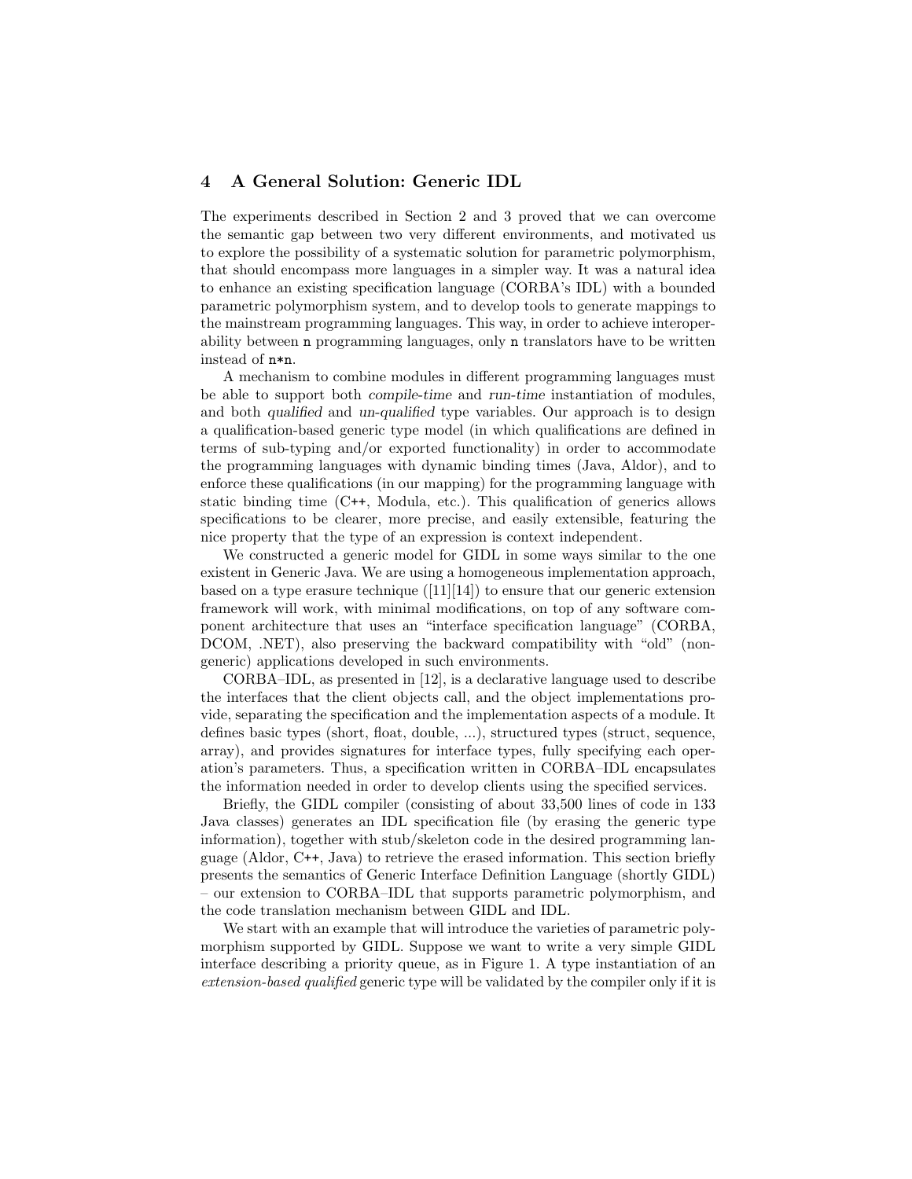## 4 A General Solution: Generic IDL

The experiments described in Section 2 and 3 proved that we can overcome the semantic gap between two very different environments, and motivated us to explore the possibility of a systematic solution for parametric polymorphism, that should encompass more languages in a simpler way. It was a natural idea to enhance an existing specification language (CORBA's IDL) with a bounded parametric polymorphism system, and to develop tools to generate mappings to the mainstream programming languages. This way, in order to achieve interoperability between `n` programming languages, only `n` translators have to be written instead of `n*n`.

A mechanism to combine modules in different programming languages must be able to support both *compile-time* and *run-time* instantiation of modules, and both *qualified* and *un-qualified* type variables. Our approach is to design a qualification-based generic type model (in which qualifications are defined in terms of sub-typing and/or exported functionality) in order to accommodate the programming languages with dynamic binding times (Java, Aldor), and to enforce these qualifications (in our mapping) for the programming language with static binding time (C++, Modula, etc.). This qualification of generics allows specifications to be clearer, more precise, and easily extensible, featuring the nice property that the type of an expression is context independent.

We constructed a generic model for GIDL in some ways similar to the one existent in Generic Java. We are using a homogeneous implementation approach, based on a type erasure technique ([11][14]) to ensure that our generic extension framework will work, with minimal modifications, on top of any software component architecture that uses an "interface specification language" (CORBA, DCOM, .NET), also preserving the backward compatibility with "old" (non-generic) applications developed in such environments.

CORBA–IDL, as presented in [12], is a declarative language used to describe the interfaces that the client objects call, and the object implementations provide, separating the specification and the implementation aspects of a module. It defines basic types (short, float, double, ...), structured types (struct, sequence, array), and provides signatures for interface types, fully specifying each operation's parameters. Thus, a specification written in CORBA–IDL encapsulates the information needed in order to develop clients using the specified services.

Briefly, the GIDL compiler (consisting of about 33,500 lines of code in 133 Java classes) generates an IDL specification file (by erasing the generic type information), together with stub/skeleton code in the desired programming language (Aldor, C++, Java) to retrieve the erased information. This section briefly presents the semantics of Generic Interface Definition Language (shortly GIDL) – our extension to CORBA–IDL that supports parametric polymorphism, and the code translation mechanism between GIDL and IDL.

We start with an example that will introduce the varieties of parametric polymorphism supported by GIDL. Suppose we want to write a very simple GIDL interface describing a priority queue, as in Figure 1. A type instantiation of an *extension-based qualified* generic type will be validated by the compiler only if it is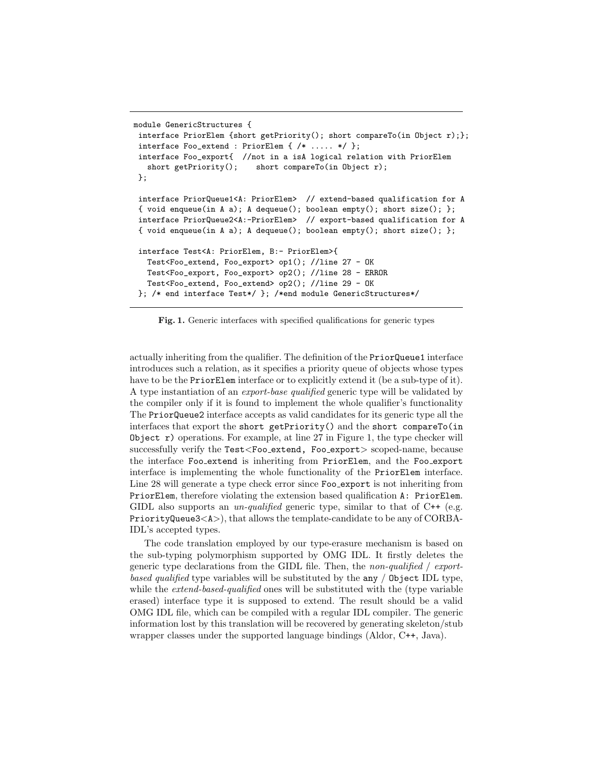```
module GenericStructures {
 interface PriorElem {short getPriority(); short compareTo(in Object r);};
 interface Foo_extend : PriorElem { /* ..... */ };
 interface Foo_export{  //not in a isA logical relation with PriorElem
   short getPriority();    short compareTo(in Object r);
 };

 interface PriorQueue1<A: PriorElem>  // extend-based qualification for A
 { void enqueue(in A a); A dequeue(); boolean empty(); short size(); };
 interface PriorQueue2<A:-PriorElem>  // export-based qualification for A
 { void enqueue(in A a); A dequeue(); boolean empty(); short size(); };

 interface Test<A: PriorElem, B:- PriorElem>{
   Test<Foo_extend, Foo_export> op1(); //line 27 - OK
   Test<Foo_export, Foo_export> op2(); //line 28 - ERROR
   Test<Foo_extend, Foo_extend> op2(); //line 29 - OK
 }; /* end interface Test*/ }; /*end module GenericStructures*/
```

**Fig. 1.** Generic interfaces with specified qualifications for generic types

actually inheriting from the qualifier. The definition of the `PriorQueue1` interface introduces such a relation, as it specifies a priority queue of objects whose types have to be the `PriorElem` interface or to explicitly extend it (be a sub-type of it). A type instantiation of an *export-base qualified* generic type will be validated by the compiler only if it is found to implement the whole qualifier's functionality The `PriorQueue2` interface accepts as valid candidates for its generic type all the interfaces that export the `short getPriority()` and the `short compareTo(in Object r)` operations. For example, at line 27 in Figure 1, the type checker will successfully verify the `Test<Foo_extend, Foo_export>` scoped-name, because the interface `Foo_extend` is inheriting from `PriorElem`, and the `Foo_export` interface is implementing the whole functionality of the `PriorElem` interface. Line 28 will generate a type check error since `Foo_export` is not inheriting from `PriorElem`, therefore violating the extension based qualification `A: PriorElem`. GIDL also supports an *un-qualified* generic type, similar to that of C++ (e.g. `PriorityQueue3<A>`), that allows the template-candidate to be any of CORBA-IDL's accepted types.

The code translation employed by our type-erasure mechanism is based on the sub-typing polymorphism supported by OMG IDL. It firstly deletes the generic type declarations from the GIDL file. Then, the *non-qualified* / *export-based qualified* type variables will be substituted by the `any` / `Object` IDL type, while the *extend-based-qualified* ones will be substituted with the (type variable erased) interface type it is supposed to extend. The result should be a valid OMG IDL file, which can be compiled with a regular IDL compiler. The generic information lost by this translation will be recovered by generating skeleton/stub wrapper classes under the supported language bindings (Aldor, C++, Java).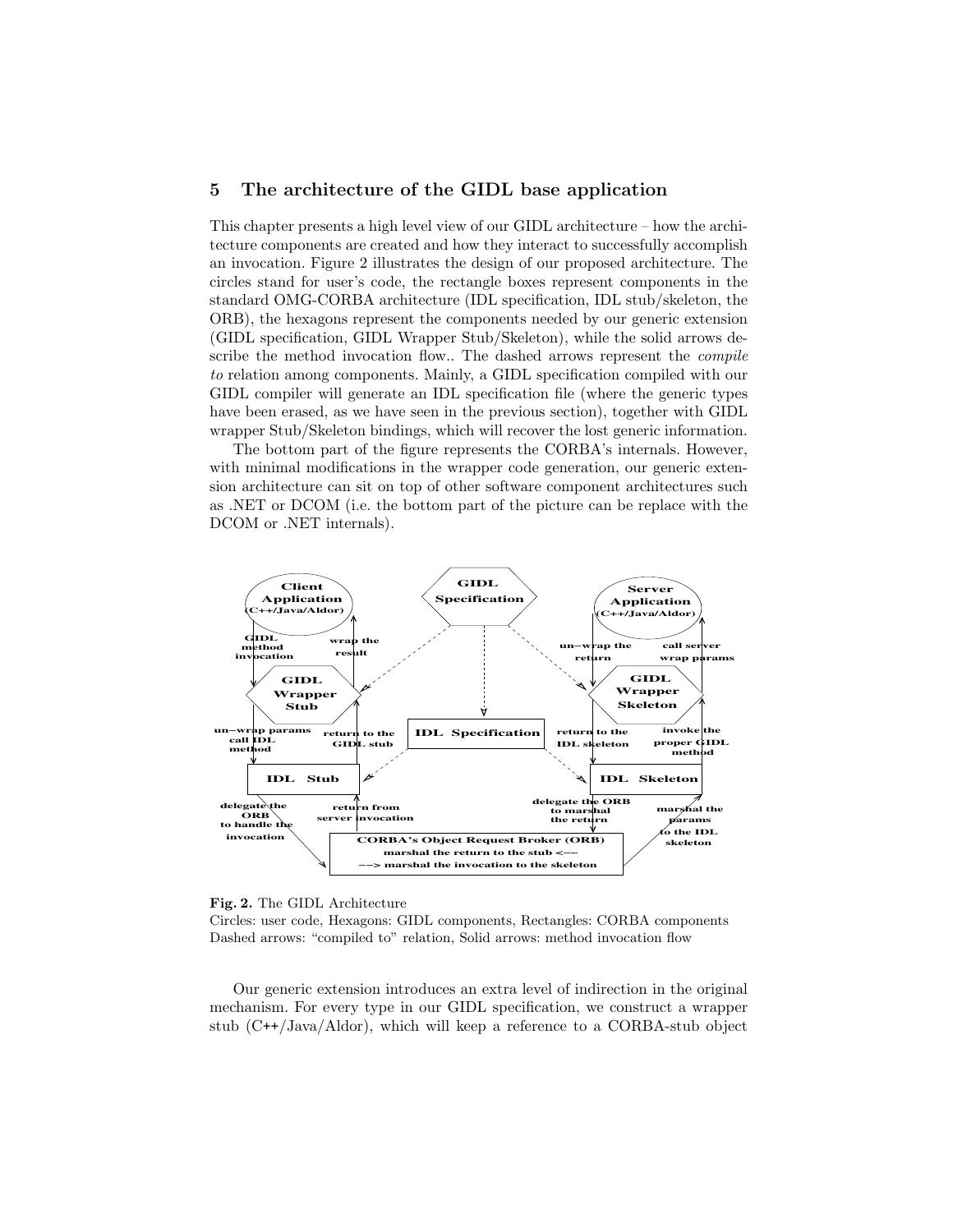## 5 The architecture of the GIDL base application

This chapter presents a high level view of our GIDL architecture – how the architecture components are created and how they interact to successfully accomplish an invocation. Figure 2 illustrates the design of our proposed architecture. The circles stand for user's code, the rectangle boxes represent components in the standard OMG-CORBA architecture (IDL specification, IDL stub/skeleton, the ORB), the hexagons represent the components needed by our generic extension (GIDL specification, GIDL Wrapper Stub/Skeleton), while the solid arrows describe the method invocation flow.. The dashed arrows represent the *compile to* relation among components. Mainly, a GIDL specification compiled with our GIDL compiler will generate an IDL specification file (where the generic types have been erased, as we have seen in the previous section), together with GIDL wrapper Stub/Skeleton bindings, which will recover the lost generic information.

The bottom part of the figure represents the CORBA's internals. However, with minimal modifications in the wrapper code generation, our generic extension architecture can sit on top of other software component architectures such as .NET or DCOM (i.e. the bottom part of the picture can be replace with the DCOM or .NET internals).

**Fig. 2.** The GIDL Architecture
Circles: user code, Hexagons: GIDL components, Rectangles: CORBA components
Dashed arrows: "compiled to" relation, Solid arrows: method invocation flow

Our generic extension introduces an extra level of indirection in the original mechanism. For every type in our GIDL specification, we construct a wrapper stub (C++/Java/Aldor), which will keep a reference to a CORBA-stub object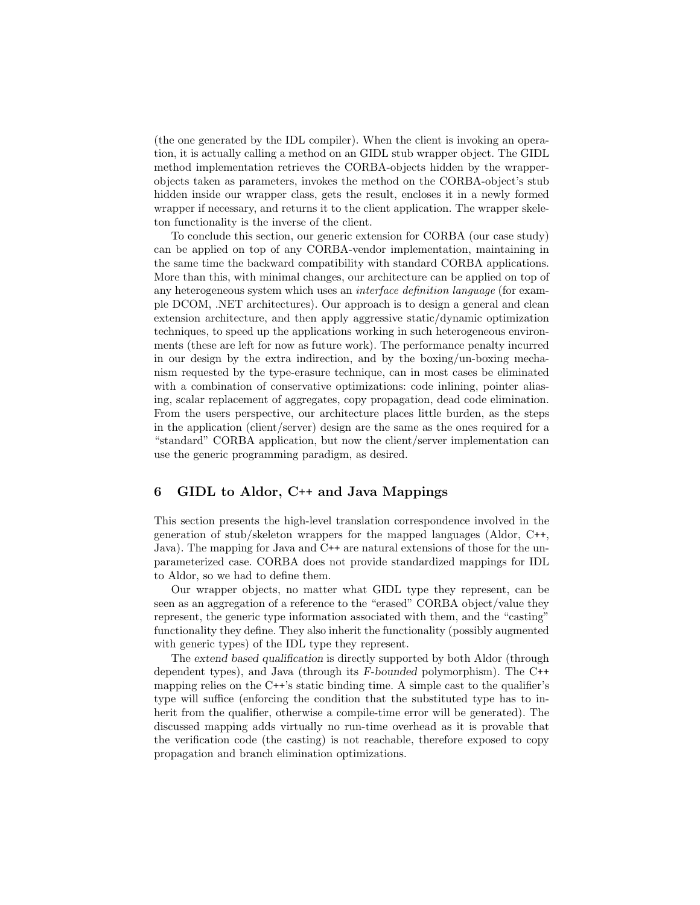(the one generated by the IDL compiler). When the client is invoking an operation, it is actually calling a method on an GIDL stub wrapper object. The GIDL method implementation retrieves the CORBA-objects hidden by the wrapper-objects taken as parameters, invokes the method on the CORBA-object's stub hidden inside our wrapper class, gets the result, encloses it in a newly formed wrapper if necessary, and returns it to the client application. The wrapper skeleton functionality is the inverse of the client.

To conclude this section, our generic extension for CORBA (our case study) can be applied on top of any CORBA-vendor implementation, maintaining in the same time the backward compatibility with standard CORBA applications. More than this, with minimal changes, our architecture can be applied on top of any heterogeneous system which uses an *interface definition language* (for example DCOM, .NET architectures). Our approach is to design a general and clean extension architecture, and then apply aggressive static/dynamic optimization techniques, to speed up the applications working in such heterogeneous environments (these are left for now as future work). The performance penalty incurred in our design by the extra indirection, and by the boxing/un-boxing mechanism requested by the type-erasure technique, can in most cases be eliminated with a combination of conservative optimizations: code inlining, pointer aliasing, scalar replacement of aggregates, copy propagation, dead code elimination. From the users perspective, our architecture places little burden, as the steps in the application (client/server) design are the same as the ones required for a "standard" CORBA application, but now the client/server implementation can use the generic programming paradigm, as desired.

## 6 GIDL to Aldor, C++ and Java Mappings

This section presents the high-level translation correspondence involved in the generation of stub/skeleton wrappers for the mapped languages (Aldor, C++, Java). The mapping for Java and C++ are natural extensions of those for the unparameterized case. CORBA does not provide standardized mappings for IDL to Aldor, so we had to define them.

Our wrapper objects, no matter what GIDL type they represent, can be seen as an aggregation of a reference to the "erased" CORBA object/value they represent, the generic type information associated with them, and the "casting" functionality they define. They also inherit the functionality (possibly augmented with generic types) of the IDL type they represent.

The *extend based qualification* is directly supported by both Aldor (through dependent types), and Java (through its *F-bounded* polymorphism). The C++ mapping relies on the C++'s static binding time. A simple cast to the qualifier's type will suffice (enforcing the condition that the substituted type has to inherit from the qualifier, otherwise a compile-time error will be generated). The discussed mapping adds virtually no run-time overhead as it is provable that the verification code (the casting) is not reachable, therefore exposed to copy propagation and branch elimination optimizations.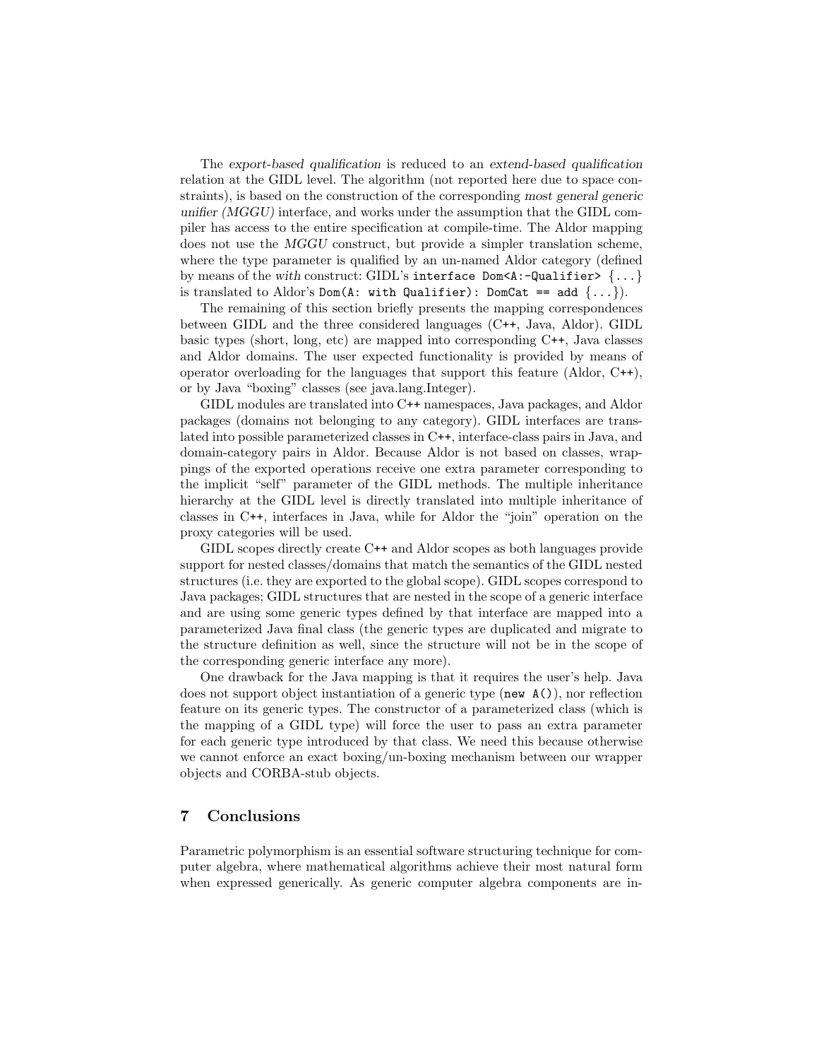The *export-based qualification* is reduced to an *extend-based qualification* relation at the GIDL level. The algorithm (not reported here due to space constraints), is based on the construction of the corresponding *most general generic unifier (MGGU)* interface, and works under the assumption that the GIDL compiler has access to the entire specification at compile-time. The Aldor mapping does not use the *MGGU* construct, but provide a simpler translation scheme, where the type parameter is qualified by an un-named Aldor category (defined by means of the *with* construct: GIDL's `interface Dom<A:-Qualifier> {...}` is translated to Aldor's `Dom(A: with Qualifier): DomCat == add {...}`).

The remaining of this section briefly presents the mapping correspondences between GIDL and the three considered languages (C++, Java, Aldor). GIDL basic types (short, long, etc) are mapped into corresponding C++, Java classes and Aldor domains. The user expected functionality is provided by means of operator overloading for the languages that support this feature (Aldor, C++), or by Java "boxing" classes (see java.lang.Integer).

GIDL modules are translated into C++ namespaces, Java packages, and Aldor packages (domains not belonging to any category). GIDL interfaces are translated into possible parameterized classes in C++, interface-class pairs in Java, and domain-category pairs in Aldor. Because Aldor is not based on classes, wrappings of the exported operations receive one extra parameter corresponding to the implicit "self" parameter of the GIDL methods. The multiple inheritance hierarchy at the GIDL level is directly translated into multiple inheritance of classes in C++, interfaces in Java, while for Aldor the "join" operation on the proxy categories will be used.

GIDL scopes directly create C++ and Aldor scopes as both languages provide support for nested classes/domains that match the semantics of the GIDL nested structures (i.e. they are exported to the global scope). GIDL scopes correspond to Java packages; GIDL structures that are nested in the scope of a generic interface and are using some generic types defined by that interface are mapped into a parameterized Java final class (the generic types are duplicated and migrate to the structure definition as well, since the structure will not be in the scope of the corresponding generic interface any more).

One drawback for the Java mapping is that it requires the user's help. Java does not support object instantiation of a generic type (`new A()`), nor reflection feature on its generic types. The constructor of a parameterized class (which is the mapping of a GIDL type) will force the user to pass an extra parameter for each generic type introduced by that class. We need this because otherwise we cannot enforce an exact boxing/un-boxing mechanism between our wrapper objects and CORBA-stub objects.

## 7 Conclusions

Parametric polymorphism is an essential software structuring technique for computer algebra, where mathematical algorithms achieve their most natural form when expressed generically. As generic computer algebra components are in-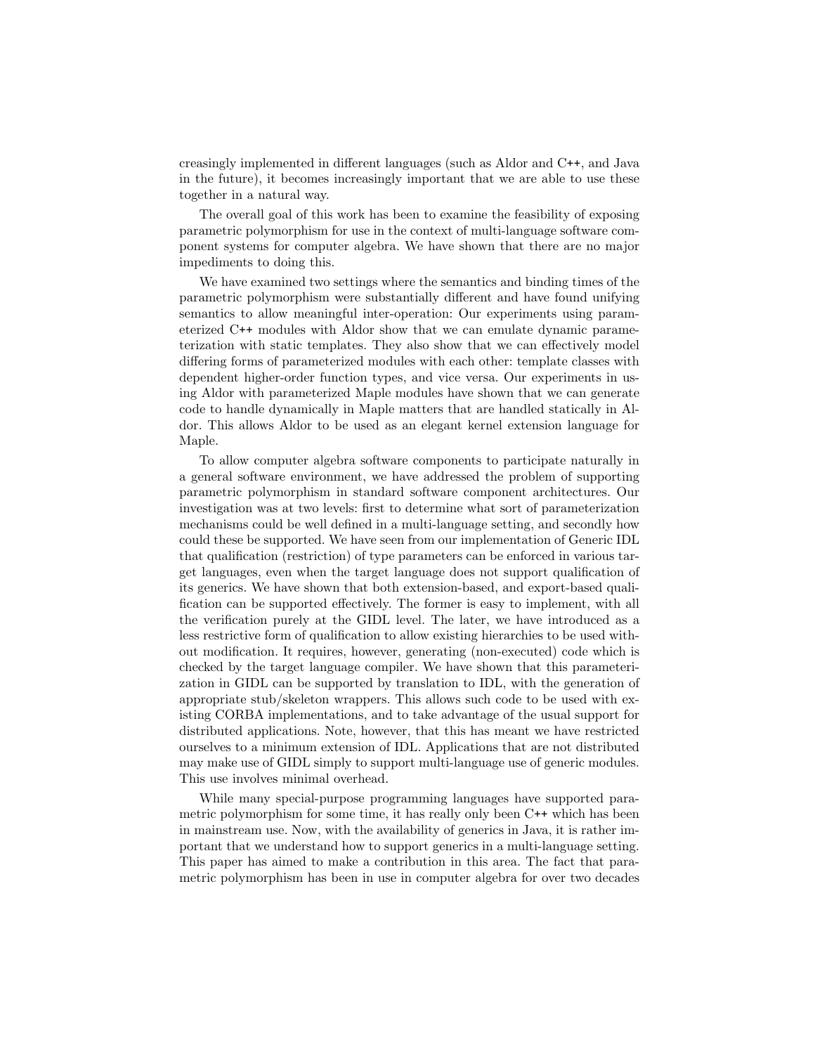creasingly implemented in different languages (such as Aldor and C++, and Java in the future), it becomes increasingly important that we are able to use these together in a natural way.

The overall goal of this work has been to examine the feasibility of exposing parametric polymorphism for use in the context of multi-language software component systems for computer algebra. We have shown that there are no major impediments to doing this.

We have examined two settings where the semantics and binding times of the parametric polymorphism were substantially different and have found unifying semantics to allow meaningful inter-operation: Our experiments using parameterized C++ modules with Aldor show that we can emulate dynamic parameterization with static templates. They also show that we can effectively model differing forms of parameterized modules with each other: template classes with dependent higher-order function types, and vice versa. Our experiments in using Aldor with parameterized Maple modules have shown that we can generate code to handle dynamically in Maple matters that are handled statically in Aldor. This allows Aldor to be used as an elegant kernel extension language for Maple.

To allow computer algebra software components to participate naturally in a general software environment, we have addressed the problem of supporting parametric polymorphism in standard software component architectures. Our investigation was at two levels: first to determine what sort of parameterization mechanisms could be well defined in a multi-language setting, and secondly how could these be supported. We have seen from our implementation of Generic IDL that qualification (restriction) of type parameters can be enforced in various target languages, even when the target language does not support qualification of its generics. We have shown that both extension-based, and export-based qualification can be supported effectively. The former is easy to implement, with all the verification purely at the GIDL level. The later, we have introduced as a less restrictive form of qualification to allow existing hierarchies to be used without modification. It requires, however, generating (non-executed) code which is checked by the target language compiler. We have shown that this parameterization in GIDL can be supported by translation to IDL, with the generation of appropriate stub/skeleton wrappers. This allows such code to be used with existing CORBA implementations, and to take advantage of the usual support for distributed applications. Note, however, that this has meant we have restricted ourselves to a minimum extension of IDL. Applications that are not distributed may make use of GIDL simply to support multi-language use of generic modules. This use involves minimal overhead.

While many special-purpose programming languages have supported parametric polymorphism for some time, it has really only been C++ which has been in mainstream use. Now, with the availability of generics in Java, it is rather important that we understand how to support generics in a multi-language setting. This paper has aimed to make a contribution in this area. The fact that parametric polymorphism has been in use in computer algebra for over two decades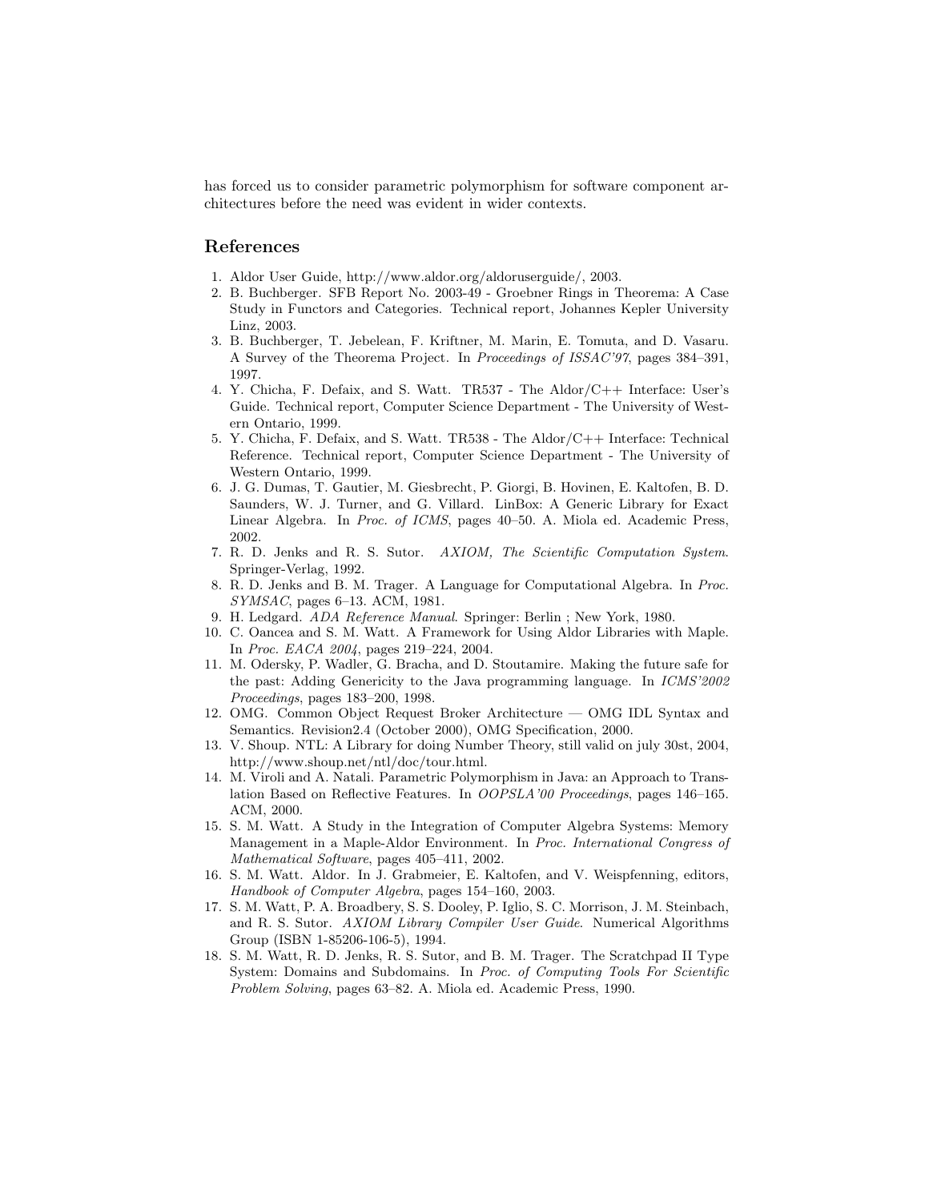has forced us to consider parametric polymorphism for software component architectures before the need was evident in wider contexts.

## References

1. Aldor User Guide, http://www.aldor.org/aldoruserguide/, 2003.
2. B. Buchberger. SFB Report No. 2003-49 - Groebner Rings in Theorema: A Case Study in Functors and Categories. Technical report, Johannes Kepler University Linz, 2003.
3. B. Buchberger, T. Jebelean, F. Kriftner, M. Marin, E. Tomuta, and D. Vasaru. A Survey of the Theorema Project. In *Proceedings of ISSAC'97*, pages 384–391, 1997.
4. Y. Chicha, F. Defaix, and S. Watt. TR537 - The Aldor/C++ Interface: User's Guide. Technical report, Computer Science Department - The University of Western Ontario, 1999.
5. Y. Chicha, F. Defaix, and S. Watt. TR538 - The Aldor/C++ Interface: Technical Reference. Technical report, Computer Science Department - The University of Western Ontario, 1999.
6. J. G. Dumas, T. Gautier, M. Giesbrecht, P. Giorgi, B. Hovinen, E. Kaltofen, B. D. Saunders, W. J. Turner, and G. Villard. LinBox: A Generic Library for Exact Linear Algebra. In *Proc. of ICMS*, pages 40–50. A. Miola ed. Academic Press, 2002.
7. R. D. Jenks and R. S. Sutor. *AXIOM, The Scientific Computation System*. Springer-Verlag, 1992.
8. R. D. Jenks and B. M. Trager. A Language for Computational Algebra. In *Proc. SYMSAC*, pages 6–13. ACM, 1981.
9. H. Ledgard. *ADA Reference Manual*. Springer: Berlin ; New York, 1980.
10. C. Oancea and S. M. Watt. A Framework for Using Aldor Libraries with Maple. In *Proc. EACA 2004*, pages 219–224, 2004.
11. M. Odersky, P. Wadler, G. Bracha, and D. Stoutamire. Making the future safe for the past: Adding Genericity to the Java programming language. In *ICMS'2002 Proceedings*, pages 183–200, 1998.
12. OMG. Common Object Request Broker Architecture — OMG IDL Syntax and Semantics. Revision2.4 (October 2000), OMG Specification, 2000.
13. V. Shoup. NTL: A Library for doing Number Theory, still valid on july 30st, 2004, http://www.shoup.net/ntl/doc/tour.html.
14. M. Viroli and A. Natali. Parametric Polymorphism in Java: an Approach to Translation Based on Reflective Features. In *OOPSLA'00 Proceedings*, pages 146–165. ACM, 2000.
15. S. M. Watt. A Study in the Integration of Computer Algebra Systems: Memory Management in a Maple-Aldor Environment. In *Proc. International Congress of Mathematical Software*, pages 405–411, 2002.
16. S. M. Watt. Aldor. In J. Grabmeier, E. Kaltofen, and V. Weispfenning, editors, *Handbook of Computer Algebra*, pages 154–160, 2003.
17. S. M. Watt, P. A. Broadbery, S. S. Dooley, P. Iglio, S. C. Morrison, J. M. Steinbach, and R. S. Sutor. *AXIOM Library Compiler User Guide*. Numerical Algorithms Group (ISBN 1-85206-106-5), 1994.
18. S. M. Watt, R. D. Jenks, R. S. Sutor, and B. M. Trager. The Scratchpad II Type System: Domains and Subdomains. In *Proc. of Computing Tools For Scientific Problem Solving*, pages 63–82. A. Miola ed. Academic Press, 1990.